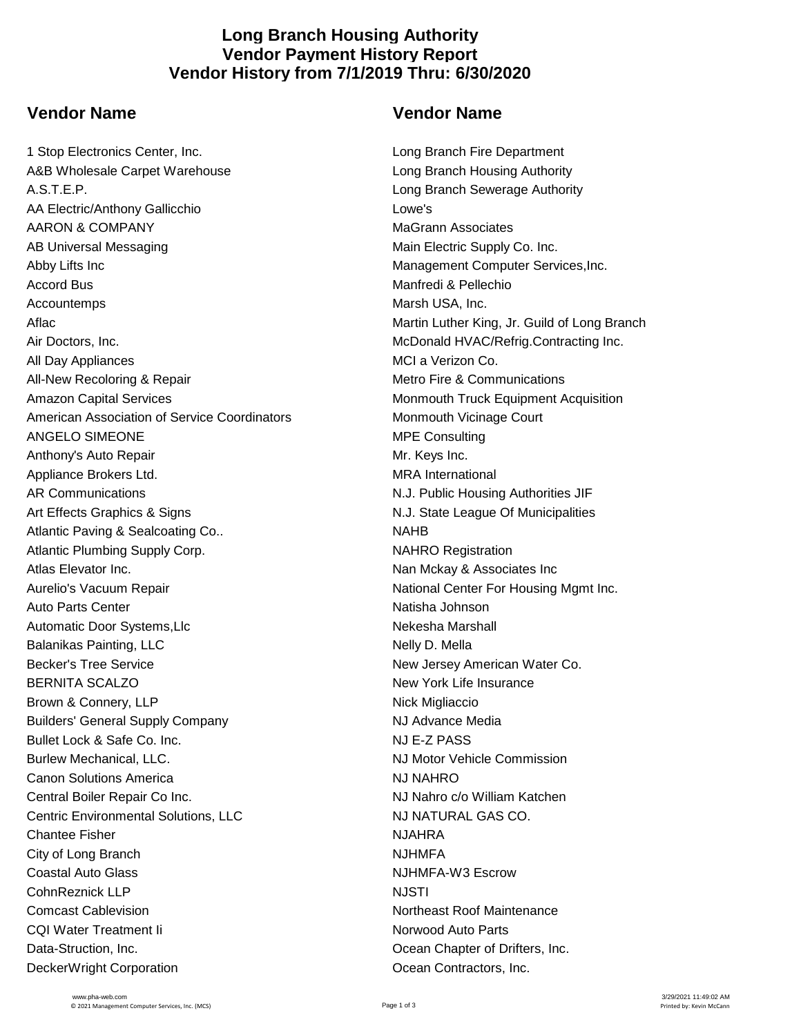# Long Branch Housing Authority
## Vendor Payment History Report
## Vendor History from 7/1/2019 Thru: 6/30/2020

### Vendor Name

1 Stop Electronics Center, Inc.
A&B Wholesale Carpet Warehouse
A.S.T.E.P.
AA Electric/Anthony Gallicchio
AARON & COMPANY
AB Universal Messaging
Abby Lifts Inc
Accord Bus
Accountemps
Aflac
Air Doctors, Inc.
All Day Appliances
All-New Recoloring & Repair
Amazon Capital Services
American Association of Service Coordinators
ANGELO SIMEONE
Anthony's Auto Repair
Appliance Brokers Ltd.
AR Communications
Art Effects Graphics & Signs
Atlantic Paving & Sealcoating Co..
Atlantic Plumbing Supply Corp.
Atlas Elevator Inc.
Aurelio's Vacuum Repair
Auto Parts Center
Automatic Door Systems,Llc
Balanikas Painting, LLC
Becker's Tree Service
BERNITA SCALZO
Brown & Connery, LLP
Builders' General Supply Company
Bullet Lock & Safe Co. Inc.
Burlew Mechanical, LLC.
Canon Solutions America
Central Boiler Repair Co Inc.
Centric Environmental Solutions, LLC
Chantee Fisher
City of Long Branch
Coastal Auto Glass
CohnReznick LLP
Comcast Cablevision
CQI Water Treatment Ii
Data-Struction, Inc.
DeckerWright Corporation

### Vendor Name

Long Branch Fire Department
Long Branch Housing Authority
Long Branch Sewerage Authority
Lowe's
MaGrann Associates
Main Electric Supply Co. Inc.
Management Computer Services,Inc.
Manfredi & Pellechio
Marsh USA, Inc.
Martin Luther King, Jr. Guild of Long Branch
McDonald HVAC/Refrig.Contracting Inc.
MCI a Verizon Co.
Metro Fire & Communications
Monmouth Truck Equipment Acquisition
Monmouth Vicinage Court
MPE Consulting
Mr. Keys Inc.
MRA International
N.J. Public Housing Authorities JIF
N.J. State League Of Municipalities
NAHB
NAHRO Registration
Nan Mckay & Associates Inc
National Center For Housing Mgmt Inc.
Natisha Johnson
Nekesha Marshall
Nelly D. Mella
New Jersey American Water Co.
New York Life Insurance
Nick Migliaccio
NJ Advance Media
NJ E-Z PASS
NJ Motor Vehicle Commission
NJ NAHRO
NJ Nahro c/o William Katchen
NJ NATURAL GAS CO.
NJAHRA
NJHMFA
NJHMFA-W3 Escrow
NJSTI
Northeast Roof Maintenance
Norwood Auto Parts
Ocean Chapter of Drifters, Inc.
Ocean Contractors, Inc.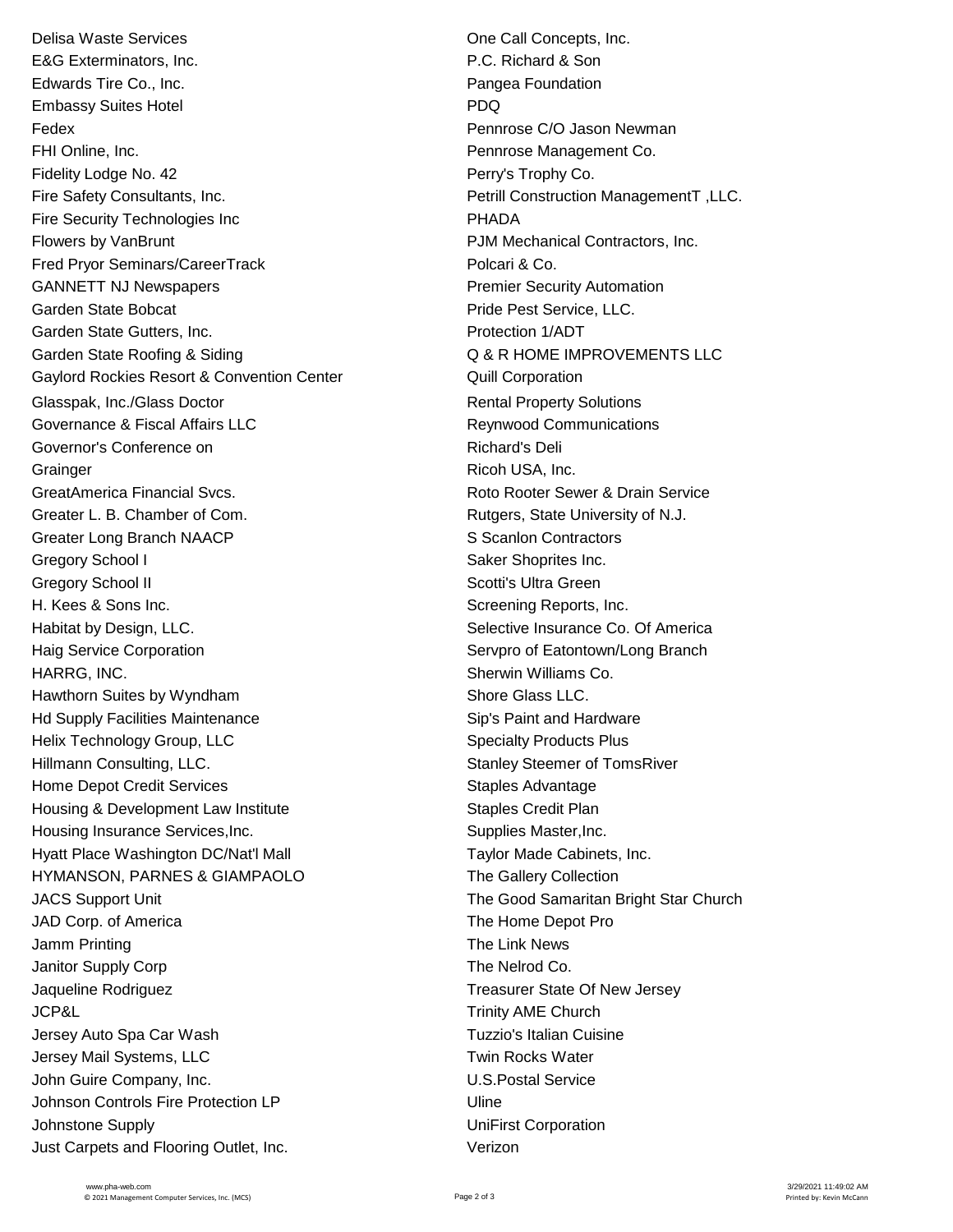Delisa Waste Services
E&G Exterminators, Inc.
Edwards Tire Co., Inc.
Embassy Suites Hotel
Fedex
FHI Online, Inc.
Fidelity Lodge No. 42
Fire Safety Consultants, Inc.
Fire Security Technologies Inc
Flowers by VanBrunt
Fred Pryor Seminars/CareerTrack
GANNETT NJ Newspapers
Garden State Bobcat
Garden State Gutters, Inc.
Garden State Roofing & Siding
Gaylord Rockies Resort & Convention Center
Glasspak, Inc./Glass Doctor
Governance & Fiscal Affairs LLC
Governor's Conference on
Grainger
GreatAmerica Financial Svcs.
Greater L. B. Chamber of Com.
Greater Long Branch NAACP
Gregory School I
Gregory School II
H. Kees & Sons Inc.
Habitat by Design, LLC.
Haig Service Corporation
HARRG, INC.
Hawthorn Suites by Wyndham
Hd Supply Facilities Maintenance
Helix Technology Group, LLC
Hillmann Consulting, LLC.
Home Depot Credit Services
Housing & Development Law Institute
Housing Insurance Services,Inc.
Hyatt Place Washington DC/Nat'l Mall
HYMANSON, PARNES & GIAMPAOLO
JACS Support Unit
JAD Corp. of America
Jamm Printing
Janitor Supply Corp
Jaqueline Rodriguez
JCP&L
Jersey Auto Spa Car Wash
Jersey Mail Systems, LLC
John Guire Company, Inc.
Johnson Controls Fire Protection LP
Johnstone Supply
Just Carpets and Flooring Outlet, Inc.
One Call Concepts, Inc.
P.C. Richard & Son
Pangea Foundation
PDQ
Pennrose C/O Jason Newman
Pennrose Management Co.
Perry's Trophy Co.
Petrill Construction ManagementT ,LLC.
PHADA
PJM Mechanical Contractors, Inc.
Polcari & Co.
Premier Security Automation
Pride Pest Service, LLC.
Protection 1/ADT
Q & R HOME IMPROVEMENTS LLC
Quill Corporation
Rental Property Solutions
Reynwood Communications
Richard's Deli
Ricoh USA, Inc.
Roto Rooter Sewer & Drain Service
Rutgers, State University of N.J.
S Scanlon Contractors
Saker Shoprites Inc.
Scotti's Ultra Green
Screening Reports, Inc.
Selective Insurance Co. Of America
Servpro of Eatontown/Long Branch
Sherwin Williams Co.
Shore Glass LLC.
Sip's Paint and Hardware
Specialty Products Plus
Stanley Steemer of TomsRiver
Staples Advantage
Staples Credit Plan
Supplies Master,Inc.
Taylor Made Cabinets, Inc.
The Gallery Collection
The Good Samaritan Bright Star Church
The Home Depot Pro
The Link News
The Nelrod Co.
Treasurer State Of New Jersey
Trinity AME Church
Tuzzio's Italian Cuisine
Twin Rocks Water
U.S.Postal Service
Uline
UniFirst Corporation
Verizon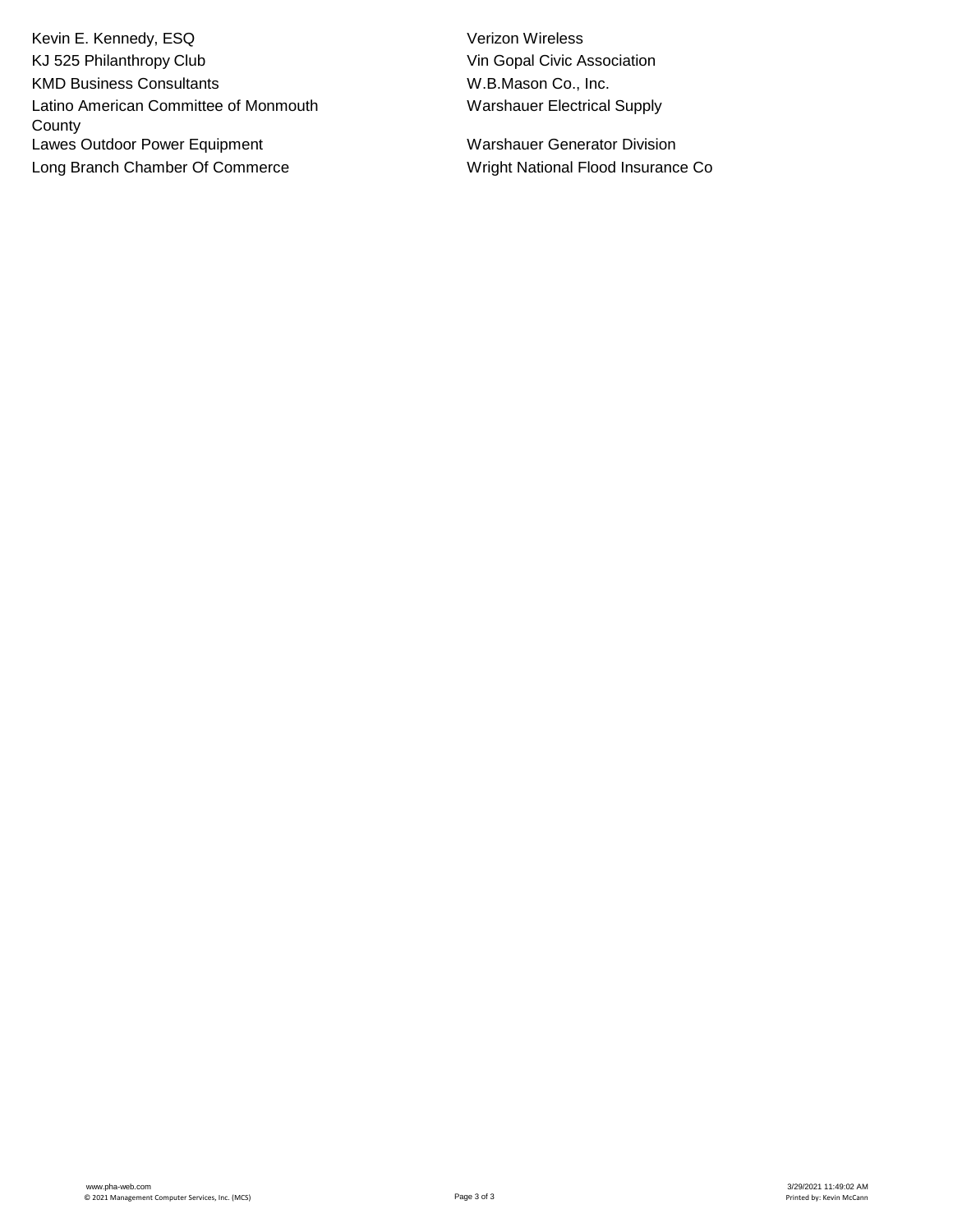Kevin E. Kennedy, ESQ
KJ 525 Philanthropy Club
KMD Business Consultants
Latino American Committee of Monmouth County
Lawes Outdoor Power Equipment
Long Branch Chamber Of Commerce
Verizon Wireless
Vin Gopal Civic Association
W.B.Mason Co., Inc.
Warshauer Electrical Supply
Warshauer Generator Division
Wright National Flood Insurance Co